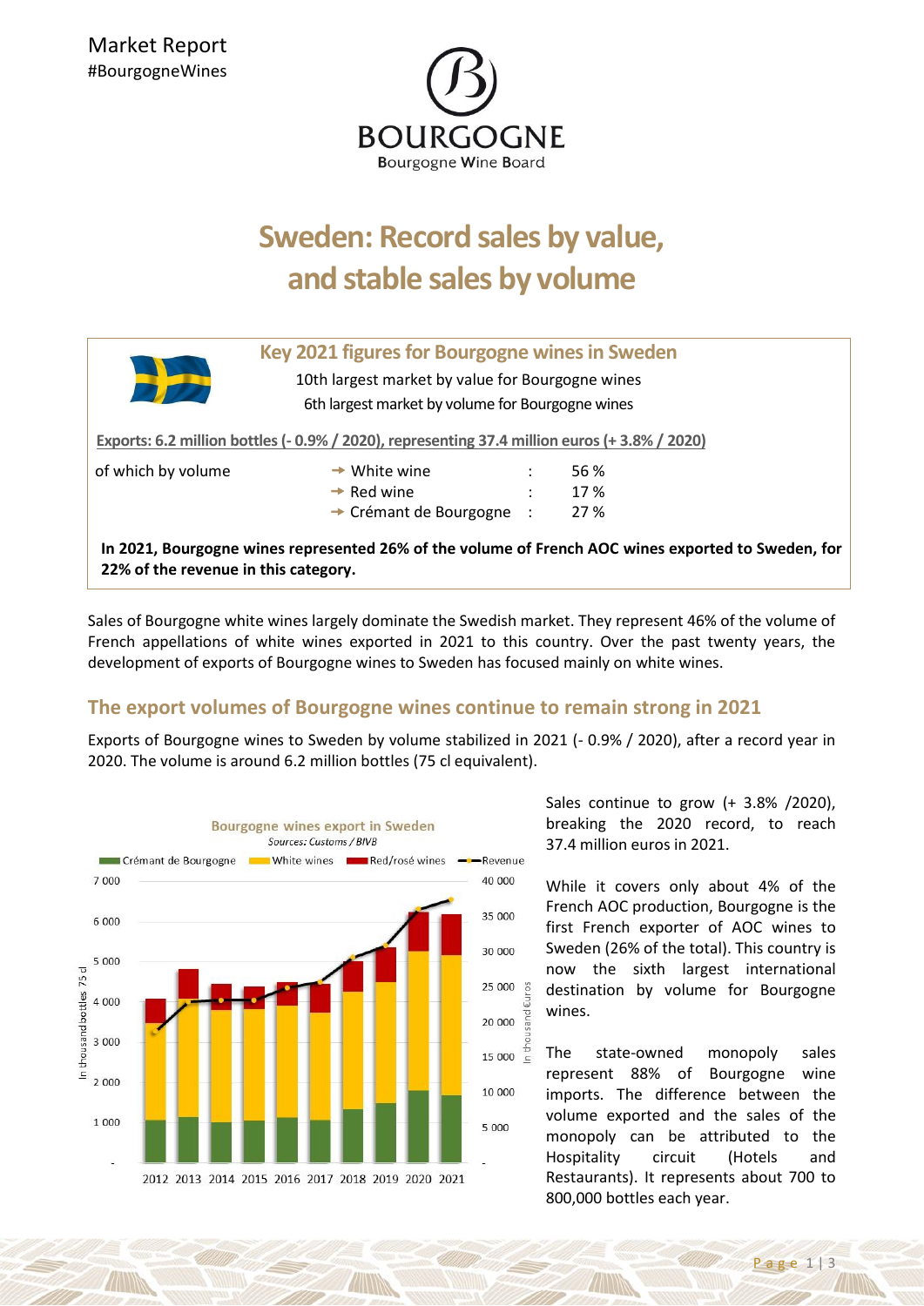Market Report
#BourgogneWines

BOURGOGNE
Bourgogne Wine Board

# Sweden: Record sales by value, and stable sales by volume

## Key 2021 figures for Bourgogne wines in Sweden

10th largest market by value for Bourgogne wines
6th largest market by volume for Bourgogne wines

**Exports: 6.2 million bottles (- 0.9% / 2020), representing 37.4 million euros (+ 3.8% / 2020)**

| of which by volume | | | |
|---|---|---|---|
| | → White wine | : | 56 % |
| | → Red wine | : | 17 % |
| | → Crémant de Bourgogne | : | 27 % |

**In 2021, Bourgogne wines represented 26% of the volume of French AOC wines exported to Sweden, for 22% of the revenue in this category.**

Sales of Bourgogne white wines largely dominate the Swedish market. They represent 46% of the volume of French appellations of white wines exported in 2021 to this country. Over the past twenty years, the development of exports of Bourgogne wines to Sweden has focused mainly on white wines.

## The export volumes of Bourgogne wines continue to remain strong in 2021

Exports of Bourgogne wines to Sweden by volume stabilized in 2021 (- 0.9% / 2020), after a record year in 2020. The volume is around 6.2 million bottles (75 cl equivalent).

Bourgogne wines export in Sweden
*Sources: Customs / BIVB*

Sales continue to grow (+ 3.8% /2020), breaking the 2020 record, to reach 37.4 million euros in 2021.

While it covers only about 4% of the French AOC production, Bourgogne is the first French exporter of AOC wines to Sweden (26% of the total). This country is now the sixth largest international destination by volume for Bourgogne wines.

The state-owned monopoly sales represent 88% of Bourgogne wine imports. The difference between the volume exported and the sales of the monopoly can be attributed to the Hospitality circuit (Hotels and Restaurants). It represents about 700 to 800,000 bottles each year.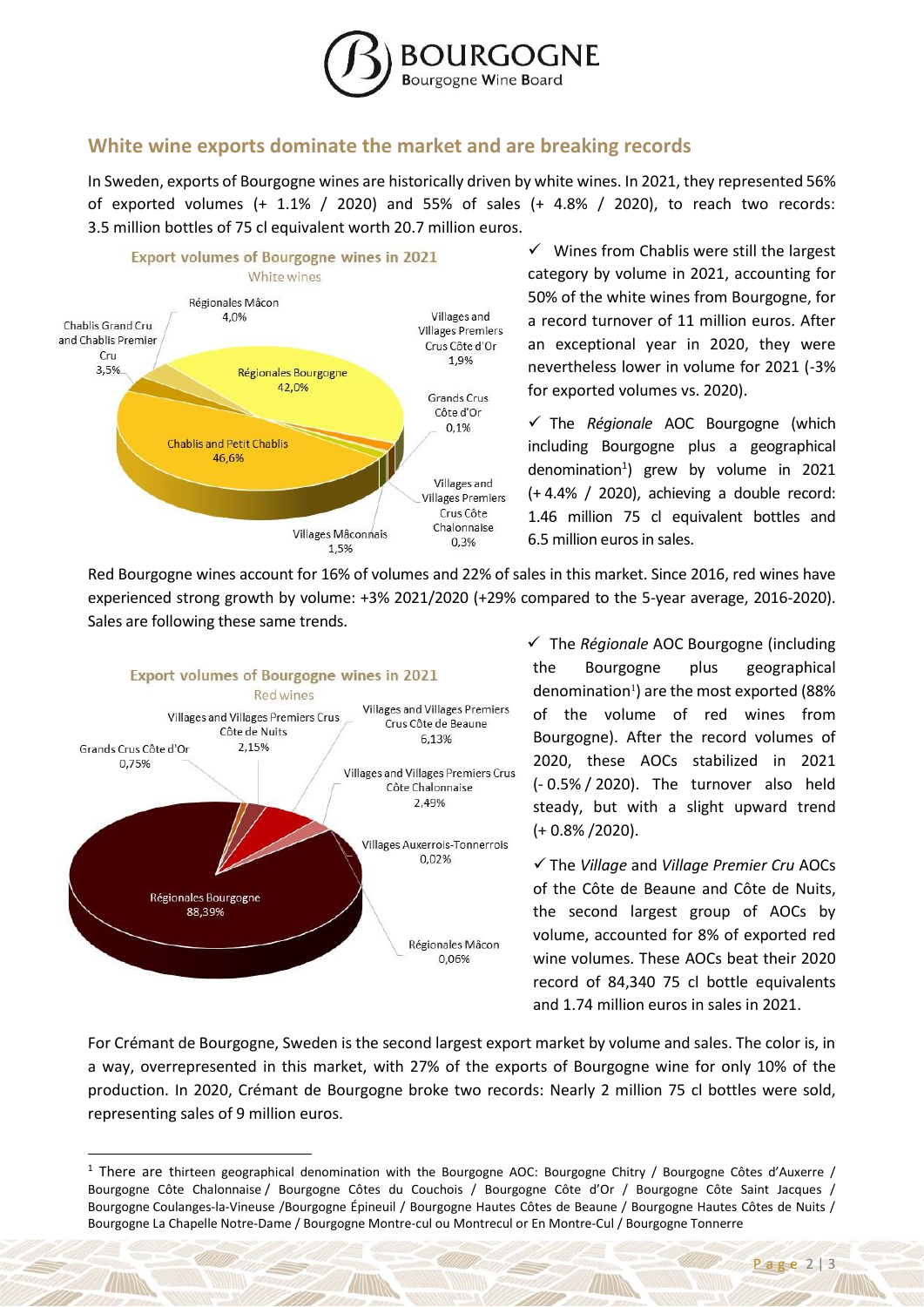## White wine exports dominate the market and are breaking records

In Sweden, exports of Bourgogne wines are historically driven by white wines. In 2021, they represented 56% of exported volumes (+ 1.1% / 2020) and 55% of sales (+ 4.8% / 2020), to reach two records: 3.5 million bottles of 75 cl equivalent worth 20.7 million euros.

**Export volumes of Bourgogne wines in 2021**
White wines

| Category | Share |
|---|---|
| Chablis and Petit Chablis | 46,6% |
| Régionales Bourgogne | 42,0% |
| Régionales Mâcon | 4,0% |
| Chablis Grand Cru and Chablis Premier Cru | 3,5% |
| Villages and Villages Premiers Crus Côte d'Or | 1,9% |
| Villages Mâconnais | 1,5% |
| Villages and Villages Premiers Crus Côte Chalonnaise | 0,3% |
| Grands Crus Côte d'Or | 0,1% |

✓ Wines from Chablis were still the largest category by volume in 2021, accounting for 50% of the white wines from Bourgogne, for a record turnover of 11 million euros. After an exceptional year in 2020, they were nevertheless lower in volume for 2021 (-3% for exported volumes vs. 2020).

✓ The *Régionale* AOC Bourgogne (which including Bourgogne plus a geographical denomination[1]) grew by volume in 2021 (+ 4.4% / 2020), achieving a double record: 1.46 million 75 cl equivalent bottles and 6.5 million euros in sales.

Red Bourgogne wines account for 16% of volumes and 22% of sales in this market. Since 2016, red wines have experienced strong growth by volume: +3% 2021/2020 (+29% compared to the 5-year average, 2016-2020). Sales are following these same trends.

**Export volumes of Bourgogne wines in 2021**
Red wines

| Category | Share |
|---|---|
| Régionales Bourgogne | 88,39% |
| Villages and Villages Premiers Crus Côte de Beaune | 6,13% |
| Villages and Villages Premiers Crus Côte Chalonnaise | 2,49% |
| Villages and Villages Premiers Crus Côte de Nuits | 2,15% |
| Grands Crus Côte d'Or | 0,75% |
| Régionales Mâcon | 0,06% |
| Villages Auxerrois-Tonnerrois | 0,02% |

✓ The *Régionale* AOC Bourgogne (including the Bourgogne plus geographical denomination[1]) are the most exported (88% of the volume of red wines from Bourgogne). After the record volumes of 2020, these AOCs stabilized in 2021 (- 0.5% / 2020). The turnover also held steady, but with a slight upward trend (+ 0.8% /2020).

✓ The *Village* and *Village Premier Cru* AOCs of the Côte de Beaune and Côte de Nuits, the second largest group of AOCs by volume, accounted for 8% of exported red wine volumes. These AOCs beat their 2020 record of 84,340 75 cl bottle equivalents and 1.74 million euros in sales in 2021.

For Crémant de Bourgogne, Sweden is the second largest export market by volume and sales. The color is, in a way, overrepresented in this market, with 27% of the exports of Bourgogne wine for only 10% of the production. In 2020, Crémant de Bourgogne broke two records: Nearly 2 million 75 cl bottles were sold, representing sales of 9 million euros.

[1] There are thirteen geographical denomination with the Bourgogne AOC: Bourgogne Chitry / Bourgogne Côtes d'Auxerre / Bourgogne Côte Chalonnaise / Bourgogne Côtes du Couchois / Bourgogne Côte d'Or / Bourgogne Côte Saint Jacques / Bourgogne Coulanges-la-Vineuse /Bourgogne Épineuil / Bourgogne Hautes Côtes de Beaune / Bourgogne Hautes Côtes de Nuits / Bourgogne La Chapelle Notre-Dame / Bourgogne Montre-cul ou Montrecul or En Montre-Cul / Bourgogne Tonnerre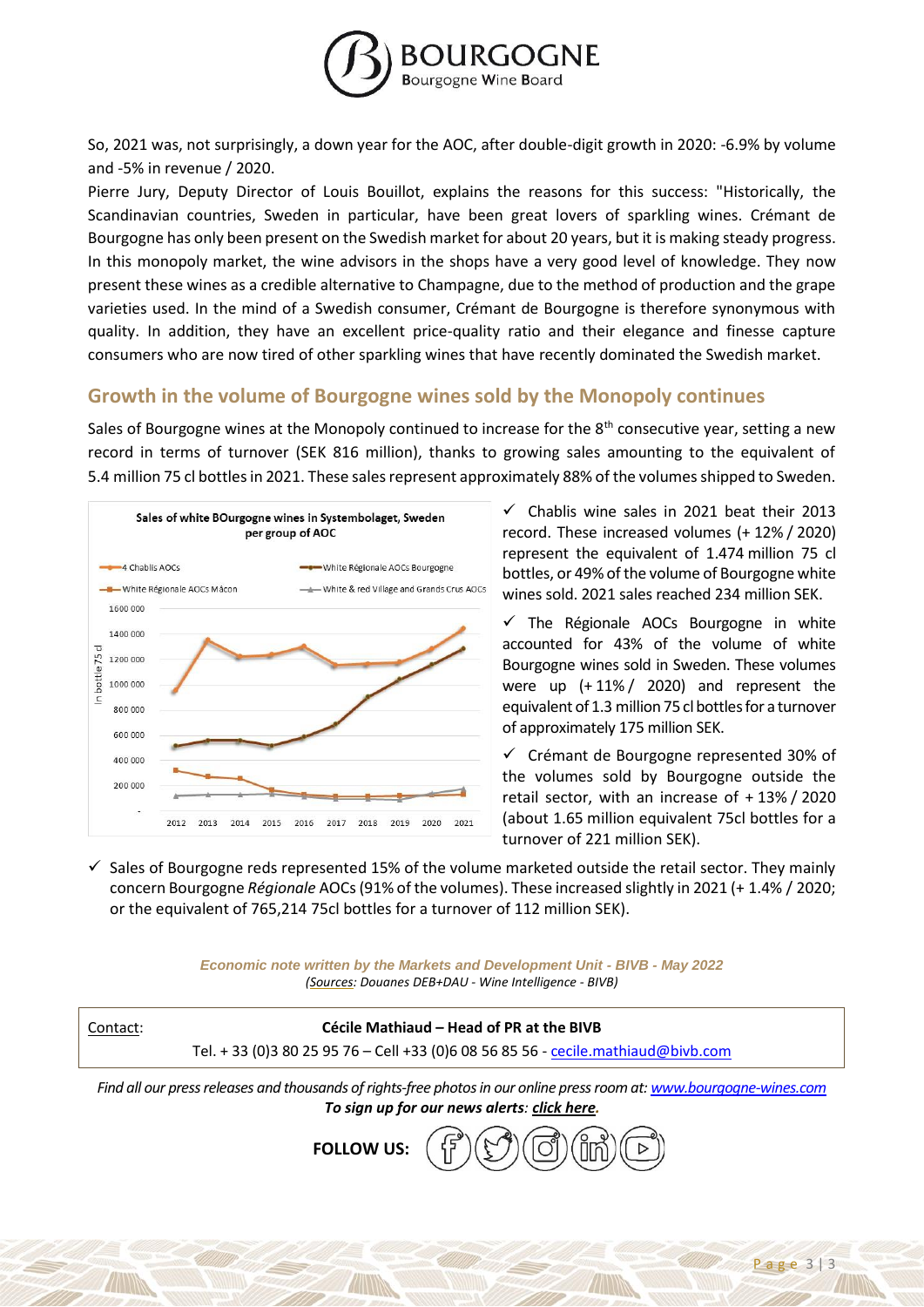So, 2021 was, not surprisingly, a down year for the AOC, after double-digit growth in 2020: -6.9% by volume and -5% in revenue / 2020.

Pierre Jury, Deputy Director of Louis Bouillot, explains the reasons for this success: "Historically, the Scandinavian countries, Sweden in particular, have been great lovers of sparkling wines. Crémant de Bourgogne has only been present on the Swedish market for about 20 years, but it is making steady progress. In this monopoly market, the wine advisors in the shops have a very good level of knowledge. They now present these wines as a credible alternative to Champagne, due to the method of production and the grape varieties used. In the mind of a Swedish consumer, Crémant de Bourgogne is therefore synonymous with quality. In addition, they have an excellent price-quality ratio and their elegance and finesse capture consumers who are now tired of other sparkling wines that have recently dominated the Swedish market.

## Growth in the volume of Bourgogne wines sold by the Monopoly continues

Sales of Bourgogne wines at the Monopoly continued to increase for the 8th consecutive year, setting a new record in terms of turnover (SEK 816 million), thanks to growing sales amounting to the equivalent of 5.4 million 75 cl bottles in 2021. These sales represent approximately 88% of the volumes shipped to Sweden.

Sales of white BOurgogne wines in Systembolaget, Sweden
per group of AOC

4 Chablis AOCs
White Régionale AOCs Bourgogne
White Régionale AOCs Mâcon
White & red Village and Grands Crus AOCs

In bottle 75 cl

1 600 000
1 400 000
1 200 000
1 000 000
800 000
600 000
400 000
200 000
-

2012 2013 2014 2015 2016 2017 2018 2019 2020 2021

- ✓ Chablis wine sales in 2021 beat their 2013 record. These increased volumes (+ 12% / 2020) represent the equivalent of 1.474 million 75 cl bottles, or 49% of the volume of Bourgogne white wines sold. 2021 sales reached 234 million SEK.
- ✓ The Régionale AOCs Bourgogne in white accounted for 43% of the volume of white Bourgogne wines sold in Sweden. These volumes were up (+ 11% / 2020) and represent the equivalent of 1.3 million 75 cl bottles for a turnover of approximately 175 million SEK.
- ✓ Crémant de Bourgogne represented 30% of the volumes sold by Bourgogne outside the retail sector, with an increase of + 13% / 2020 (about 1.65 million equivalent 75cl bottles for a turnover of 221 million SEK).
- ✓ Sales of Bourgogne reds represented 15% of the volume marketed outside the retail sector. They mainly concern Bourgogne *Régionale* AOCs (91% of the volumes). These increased slightly in 2021 (+ 1.4% / 2020; or the equivalent of 765,214 75cl bottles for a turnover of 112 million SEK).

***Economic note written by the Markets and Development Unit - BIVB - May 2022***
*(Sources: Douanes DEB+DAU - Wine Intelligence - BIVB)*

Contact: **Cécile Mathiaud – Head of PR at the BIVB**
Tel. + 33 (0)3 80 25 95 76 – Cell +33 (0)6 08 56 85 56 - cecile.mathiaud@bivb.com

*Find all our press releases and thousands of rights-free photos in our online press room at: www.bourgogne-wines.com*
***To sign up for our news alerts: click here.***

**FOLLOW US:**